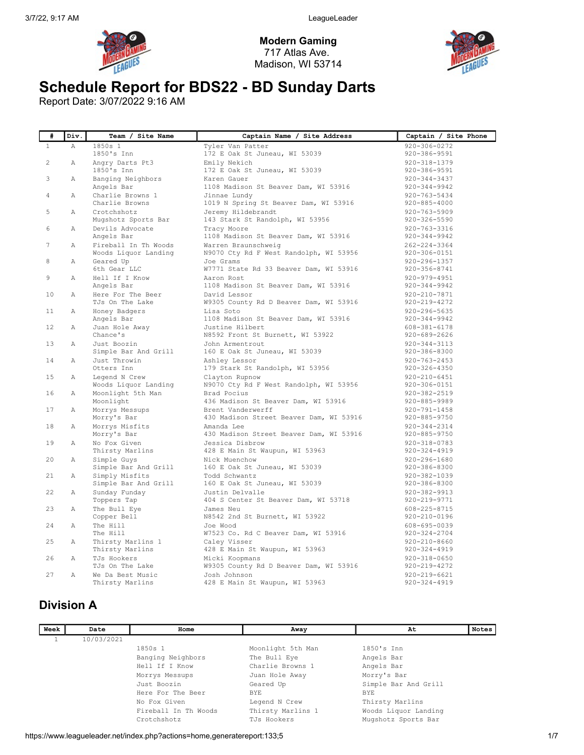**Modern Gaming**
717 Atlas Ave.
Madison, WI 53714

# Schedule Report for BDS22 - BD Sunday Darts

Report Date: 3/07/2022 9:16 AM

| # | Div. | Team / Site Name | Captain Name / Site Address | Captain / Site Phone |
|---|---|---|---|---|
| 1 | A | 1850s 1<br>1850's Inn | Tyler Van Patter<br>172 E Oak St Juneau, WI 53039 | 920-306-0272<br>920-386-9591 |
| 2 | A | Angry Darts Pt3<br>1850's Inn | Emily Nekich<br>172 E Oak St Juneau, WI 53039 | 920-318-1379<br>920-386-9591 |
| 3 | A | Banging Neighbors<br>Angels Bar | Karen Gauer<br>1108 Madison St Beaver Dam, WI 53916 | 920-344-3437<br>920-344-9942 |
| 4 | A | Charlie Browns 1<br>Charlie Browns | Jinnae Lundy<br>1019 N Spring St Beaver Dam, WI 53916 | 920-763-5434<br>920-885-4000 |
| 5 | A | Crotchshotz<br>Mugshotz Sports Bar | Jeremy Hildebrandt<br>143 Stark St Randolph, WI 53956 | 920-763-5909<br>920-326-5590 |
| 6 | A | Devils Advocate<br>Angels Bar | Tracy Moore<br>1108 Madison St Beaver Dam, WI 53916 | 920-763-3316<br>920-344-9942 |
| 7 | A | Fireball In Th Woods<br>Woods Liquor Landing | Warren Braunschweig<br>N9070 Cty Rd F West Randolph, WI 53956 | 262-224-3364<br>920-306-0151 |
| 8 | A | Geared Up<br>6th Gear LLC | Joe Grams<br>W7771 State Rd 33 Beaver Dam, WI 53916 | 920-296-1357<br>920-356-8741 |
| 9 | A | Hell If I Know<br>Angels Bar | Aaron Rost<br>1108 Madison St Beaver Dam, WI 53916 | 920-979-4951<br>920-344-9942 |
| 10 | A | Here For The Beer<br>TJs On The Lake | David Lessor<br>W9305 County Rd D Beaver Dam, WI 53916 | 920-210-7871<br>920-219-4272 |
| 11 | A | Honey Badgers<br>Angels Bar | Lisa Soto<br>1108 Madison St Beaver Dam, WI 53916 | 920-296-5635<br>920-344-9942 |
| 12 | A | Juan Hole Away<br>Chance's | Justine Hilbert<br>N8592 Front St Burnett, WI 53922 | 608-381-6178<br>920-689-2626 |
| 13 | A | Just Boozin<br>Simple Bar And Grill | John Armentrout<br>160 E Oak St Juneau, WI 53039 | 920-344-3113<br>920-386-8300 |
| 14 | A | Just Throwin<br>Otters Inn | Ashley Lessor<br>179 Stark St Randolph, WI 53956 | 920-763-2453<br>920-326-4350 |
| 15 | A | Legend N Crew<br>Woods Liquor Landing | Clayton Rupnow<br>N9070 Cty Rd F West Randolph, WI 53956 | 920-210-6451<br>920-306-0151 |
| 16 | A | Moonlight 5th Man<br>Moonlight | Brad Pocius<br>436 Madison St Beaver Dam, WI 53916 | 920-382-2519<br>920-885-9989 |
| 17 | A | Morrys Messups<br>Morry's Bar | Brent Vanderwerff<br>430 Madison Street Beaver Dam, WI 53916 | 920-791-1458<br>920-885-9750 |
| 18 | A | Morrys Misfits<br>Morry's Bar | Amanda Lee<br>430 Madison Street Beaver Dam, WI 53916 | 920-344-2314<br>920-885-9750 |
| 19 | A | No Fox Given<br>Thirsty Marlins | Jessica Disbrow<br>428 E Main St Waupun, WI 53963 | 920-318-0783<br>920-324-4919 |
| 20 | A | Simple Guys<br>Simple Bar And Grill | Nick Muenchow<br>160 E Oak St Juneau, WI 53039 | 920-296-1680<br>920-386-8300 |
| 21 | A | Simply Misfits<br>Simple Bar And Grill | Todd Schwantz<br>160 E Oak St Juneau, WI 53039 | 920-382-1039<br>920-386-8300 |
| 22 | A | Sunday Funday<br>Toppers Tap | Justin Delvalle<br>404 S Center St Beaver Dam, WI 53718 | 920-382-9913<br>920-219-9771 |
| 23 | A | The Bull Eye<br>Copper Bell | James Neu<br>N8542 2nd St Burnett, WI 53922 | 608-225-8715<br>920-210-0196 |
| 24 | A | The Hill<br>The Hill | Joe Wood<br>W7523 Co. Rd C Beaver Dam, WI 53916 | 608-695-0039<br>920-324-2704 |
| 25 | A | Thirsty Marlins 1<br>Thirsty Marlins | Caley Visser<br>428 E Main St Waupun, WI 53963 | 920-210-8660<br>920-324-4919 |
| 26 | A | TJs Hookers<br>TJs On The Lake | Micki Koopmans<br>W9305 County Rd D Beaver Dam, WI 53916 | 920-318-0650<br>920-219-4272 |
| 27 | A | We Da Best Music<br>Thirsty Marlins | Josh Johnson<br>428 E Main St Waupun, WI 53963 | 920-219-6621<br>920-324-4919 |

## Division A

| Week | Date | Home | Away | At | Notes |
|---|---|---|---|---|---|
| 1 | 10/03/2021 | | | | |
| | | 1850s 1 | Moonlight 5th Man | 1850's Inn | |
| | | Banging Neighbors | The Bull Eye | Angels Bar | |
| | | Hell If I Know | Charlie Browns 1 | Angels Bar | |
| | | Morrys Messups | Juan Hole Away | Morry's Bar | |
| | | Just Boozin | Geared Up | Simple Bar And Grill | |
| | | Here For The Beer | BYE | BYE | |
| | | No Fox Given | Legend N Crew | Thirsty Marlins | |
| | | Fireball In Th Woods | Thirsty Marlins 1 | Woods Liquor Landing | |
| | | Crotchshotz | TJs Hookers | Mugshotz Sports Bar | |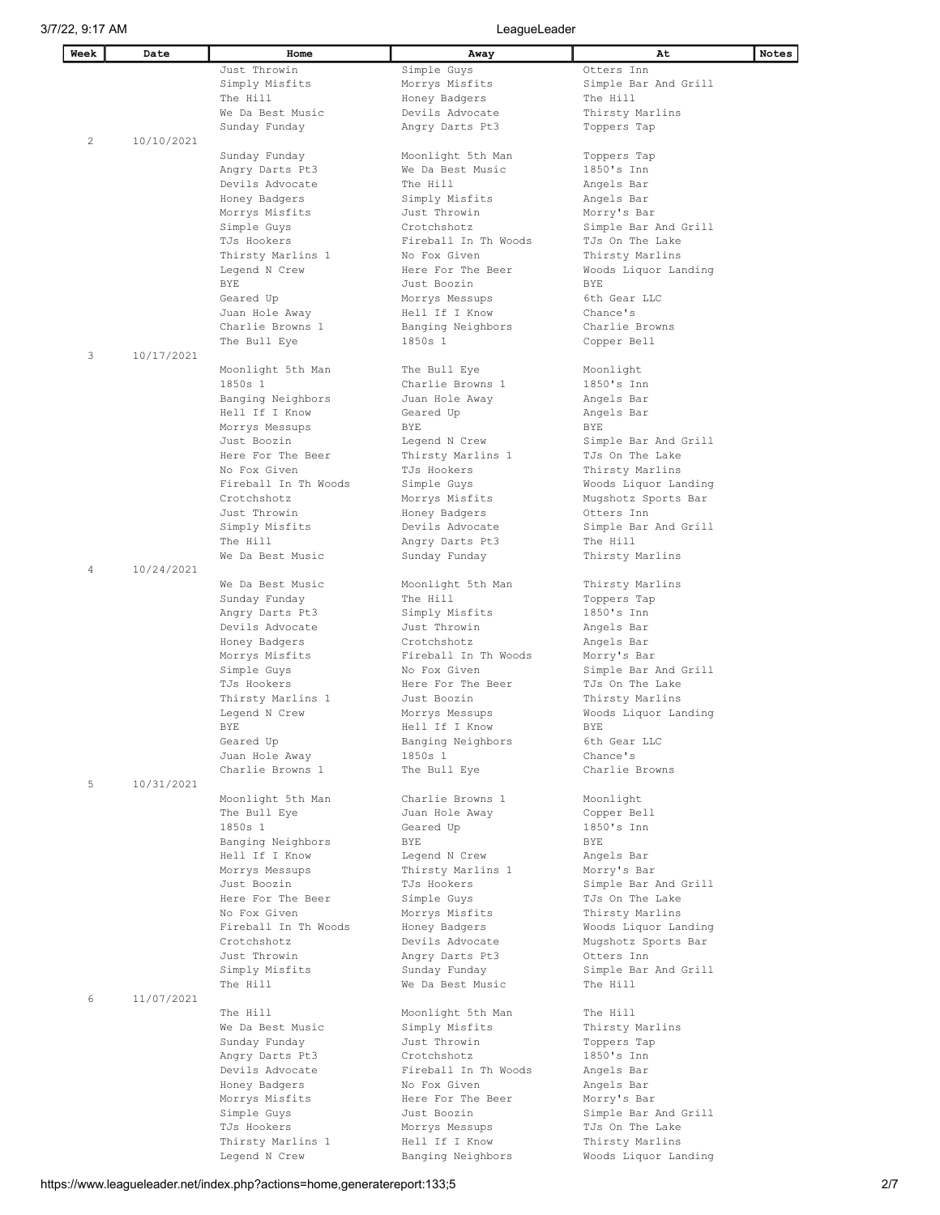| Week | Date | Home | Away | At | Notes |
|---|---|---|---|---|---|
| | | Just Throwin | Simple Guys | Otters Inn | |
| | | Simply Misfits | Morrys Misfits | Simple Bar And Grill | |
| | | The Hill | Honey Badgers | The Hill | |
| | | We Da Best Music | Devils Advocate | Thirsty Marlins | |
| | | Sunday Funday | Angry Darts Pt3 | Toppers Tap | |
| 2 | 10/10/2021 | | | | |
| | | Sunday Funday | Moonlight 5th Man | Toppers Tap | |
| | | Angry Darts Pt3 | We Da Best Music | 1850's Inn | |
| | | Devils Advocate | The Hill | Angels Bar | |
| | | Honey Badgers | Simply Misfits | Angels Bar | |
| | | Morrys Misfits | Just Throwin | Morry's Bar | |
| | | Simple Guys | Crotchshotz | Simple Bar And Grill | |
| | | TJs Hookers | Fireball In Th Woods | TJs On The Lake | |
| | | Thirsty Marlins 1 | No Fox Given | Thirsty Marlins | |
| | | Legend N Crew | Here For The Beer | Woods Liquor Landing | |
| | | BYE | Just Boozin | BYE | |
| | | Geared Up | Morrys Messups | 6th Gear LLC | |
| | | Juan Hole Away | Hell If I Know | Chance's | |
| | | Charlie Browns 1 | Banging Neighbors | Charlie Browns | |
| | | The Bull Eye | 1850s 1 | Copper Bell | |
| 3 | 10/17/2021 | | | | |
| | | Moonlight 5th Man | The Bull Eye | Moonlight | |
| | | 1850s 1 | Charlie Browns 1 | 1850's Inn | |
| | | Banging Neighbors | Juan Hole Away | Angels Bar | |
| | | Hell If I Know | Geared Up | Angels Bar | |
| | | Morrys Messups | BYE | BYE | |
| | | Just Boozin | Legend N Crew | Simple Bar And Grill | |
| | | Here For The Beer | Thirsty Marlins 1 | TJs On The Lake | |
| | | No Fox Given | TJs Hookers | Thirsty Marlins | |
| | | Fireball In Th Woods | Simple Guys | Woods Liquor Landing | |
| | | Crotchshotz | Morrys Misfits | Mugshotz Sports Bar | |
| | | Just Throwin | Honey Badgers | Otters Inn | |
| | | Simply Misfits | Devils Advocate | Simple Bar And Grill | |
| | | The Hill | Angry Darts Pt3 | The Hill | |
| | | We Da Best Music | Sunday Funday | Thirsty Marlins | |
| 4 | 10/24/2021 | | | | |
| | | We Da Best Music | Moonlight 5th Man | Thirsty Marlins | |
| | | Sunday Funday | The Hill | Toppers Tap | |
| | | Angry Darts Pt3 | Simply Misfits | 1850's Inn | |
| | | Devils Advocate | Just Throwin | Angels Bar | |
| | | Honey Badgers | Crotchshotz | Angels Bar | |
| | | Morrys Misfits | Fireball In Th Woods | Morry's Bar | |
| | | Simple Guys | No Fox Given | Simple Bar And Grill | |
| | | TJs Hookers | Here For The Beer | TJs On The Lake | |
| | | Thirsty Marlins 1 | Just Boozin | Thirsty Marlins | |
| | | Legend N Crew | Morrys Messups | Woods Liquor Landing | |
| | | BYE | Hell If I Know | BYE | |
| | | Geared Up | Banging Neighbors | 6th Gear LLC | |
| | | Juan Hole Away | 1850s 1 | Chance's | |
| | | Charlie Browns 1 | The Bull Eye | Charlie Browns | |
| 5 | 10/31/2021 | | | | |
| | | Moonlight 5th Man | Charlie Browns 1 | Moonlight | |
| | | The Bull Eye | Juan Hole Away | Copper Bell | |
| | | 1850s 1 | Geared Up | 1850's Inn | |
| | | Banging Neighbors | BYE | BYE | |
| | | Hell If I Know | Legend N Crew | Angels Bar | |
| | | Morrys Messups | Thirsty Marlins 1 | Morry's Bar | |
| | | Just Boozin | TJs Hookers | Simple Bar And Grill | |
| | | Here For The Beer | Simple Guys | TJs On The Lake | |
| | | No Fox Given | Morrys Misfits | Thirsty Marlins | |
| | | Fireball In Th Woods | Honey Badgers | Woods Liquor Landing | |
| | | Crotchshotz | Devils Advocate | Mugshotz Sports Bar | |
| | | Just Throwin | Angry Darts Pt3 | Otters Inn | |
| | | Simply Misfits | Sunday Funday | Simple Bar And Grill | |
| | | The Hill | We Da Best Music | The Hill | |
| 6 | 11/07/2021 | | | | |
| | | The Hill | Moonlight 5th Man | The Hill | |
| | | We Da Best Music | Simply Misfits | Thirsty Marlins | |
| | | Sunday Funday | Just Throwin | Toppers Tap | |
| | | Angry Darts Pt3 | Crotchshotz | 1850's Inn | |
| | | Devils Advocate | Fireball In Th Woods | Angels Bar | |
| | | Honey Badgers | No Fox Given | Angels Bar | |
| | | Morrys Misfits | Here For The Beer | Morry's Bar | |
| | | Simple Guys | Just Boozin | Simple Bar And Grill | |
| | | TJs Hookers | Morrys Messups | TJs On The Lake | |
| | | Thirsty Marlins 1 | Hell If I Know | Thirsty Marlins | |
| | | Legend N Crew | Banging Neighbors | Woods Liquor Landing | |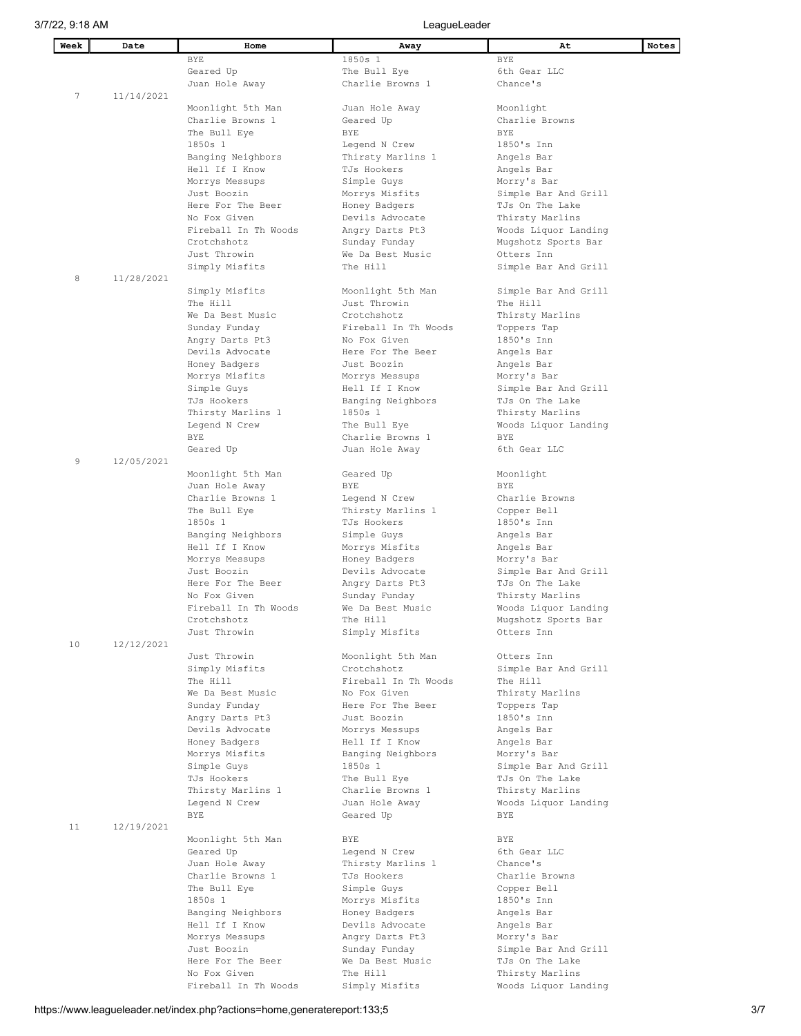| Week | Date | Home | Away | At | Notes |
|---|---|---|---|---|---|
| | | BYE | 1850s 1 | BYE | |
| | | Geared Up | The Bull Eye | 6th Gear LLC | |
| | | Juan Hole Away | Charlie Browns 1 | Chance's | |
| 7 | 11/14/2021 | | | | |
| | | Moonlight 5th Man | Juan Hole Away | Moonlight | |
| | | Charlie Browns 1 | Geared Up | Charlie Browns | |
| | | The Bull Eye | BYE | BYE | |
| | | 1850s 1 | Legend N Crew | 1850's Inn | |
| | | Banging Neighbors | Thirsty Marlins 1 | Angels Bar | |
| | | Hell If I Know | TJs Hookers | Angels Bar | |
| | | Morrys Messups | Simple Guys | Morry's Bar | |
| | | Just Boozin | Morrys Misfits | Simple Bar And Grill | |
| | | Here For The Beer | Honey Badgers | TJs On The Lake | |
| | | No Fox Given | Devils Advocate | Thirsty Marlins | |
| | | Fireball In Th Woods | Angry Darts Pt3 | Woods Liquor Landing | |
| | | Crotchshotz | Sunday Funday | Mugshotz Sports Bar | |
| | | Just Throwin | We Da Best Music | Otters Inn | |
| | | Simply Misfits | The Hill | Simple Bar And Grill | |
| 8 | 11/28/2021 | | | | |
| | | Simply Misfits | Moonlight 5th Man | Simple Bar And Grill | |
| | | The Hill | Just Throwin | The Hill | |
| | | We Da Best Music | Crotchshotz | Thirsty Marlins | |
| | | Sunday Funday | Fireball In Th Woods | Toppers Tap | |
| | | Angry Darts Pt3 | No Fox Given | 1850's Inn | |
| | | Devils Advocate | Here For The Beer | Angels Bar | |
| | | Honey Badgers | Just Boozin | Angels Bar | |
| | | Morrys Misfits | Morrys Messups | Morry's Bar | |
| | | Simple Guys | Hell If I Know | Simple Bar And Grill | |
| | | TJs Hookers | Banging Neighbors | TJs On The Lake | |
| | | Thirsty Marlins 1 | 1850s 1 | Thirsty Marlins | |
| | | Legend N Crew | The Bull Eye | Woods Liquor Landing | |
| | | BYE | Charlie Browns 1 | BYE | |
| | | Geared Up | Juan Hole Away | 6th Gear LLC | |
| 9 | 12/05/2021 | | | | |
| | | Moonlight 5th Man | Geared Up | Moonlight | |
| | | Juan Hole Away | BYE | BYE | |
| | | Charlie Browns 1 | Legend N Crew | Charlie Browns | |
| | | The Bull Eye | Thirsty Marlins 1 | Copper Bell | |
| | | 1850s 1 | TJs Hookers | 1850's Inn | |
| | | Banging Neighbors | Simple Guys | Angels Bar | |
| | | Hell If I Know | Morrys Misfits | Angels Bar | |
| | | Morrys Messups | Honey Badgers | Morry's Bar | |
| | | Just Boozin | Devils Advocate | Simple Bar And Grill | |
| | | Here For The Beer | Angry Darts Pt3 | TJs On The Lake | |
| | | No Fox Given | Sunday Funday | Thirsty Marlins | |
| | | Fireball In Th Woods | We Da Best Music | Woods Liquor Landing | |
| | | Crotchshotz | The Hill | Mugshotz Sports Bar | |
| | | Just Throwin | Simply Misfits | Otters Inn | |
| 10 | 12/12/2021 | | | | |
| | | Just Throwin | Moonlight 5th Man | Otters Inn | |
| | | Simply Misfits | Crotchshotz | Simple Bar And Grill | |
| | | The Hill | Fireball In Th Woods | The Hill | |
| | | We Da Best Music | No Fox Given | Thirsty Marlins | |
| | | Sunday Funday | Here For The Beer | Toppers Tap | |
| | | Angry Darts Pt3 | Just Boozin | 1850's Inn | |
| | | Devils Advocate | Morrys Messups | Angels Bar | |
| | | Honey Badgers | Hell If I Know | Angels Bar | |
| | | Morrys Misfits | Banging Neighbors | Morry's Bar | |
| | | Simple Guys | 1850s 1 | Simple Bar And Grill | |
| | | TJs Hookers | The Bull Eye | TJs On The Lake | |
| | | Thirsty Marlins 1 | Charlie Browns 1 | Thirsty Marlins | |
| | | Legend N Crew | Juan Hole Away | Woods Liquor Landing | |
| | | BYE | Geared Up | BYE | |
| 11 | 12/19/2021 | | | | |
| | | Moonlight 5th Man | BYE | BYE | |
| | | Geared Up | Legend N Crew | 6th Gear LLC | |
| | | Juan Hole Away | Thirsty Marlins 1 | Chance's | |
| | | Charlie Browns 1 | TJs Hookers | Charlie Browns | |
| | | The Bull Eye | Simple Guys | Copper Bell | |
| | | 1850s 1 | Morrys Misfits | 1850's Inn | |
| | | Banging Neighbors | Honey Badgers | Angels Bar | |
| | | Hell If I Know | Devils Advocate | Angels Bar | |
| | | Morrys Messups | Angry Darts Pt3 | Morry's Bar | |
| | | Just Boozin | Sunday Funday | Simple Bar And Grill | |
| | | Here For The Beer | We Da Best Music | TJs On The Lake | |
| | | No Fox Given | The Hill | Thirsty Marlins | |
| | | Fireball In Th Woods | Simply Misfits | Woods Liquor Landing | |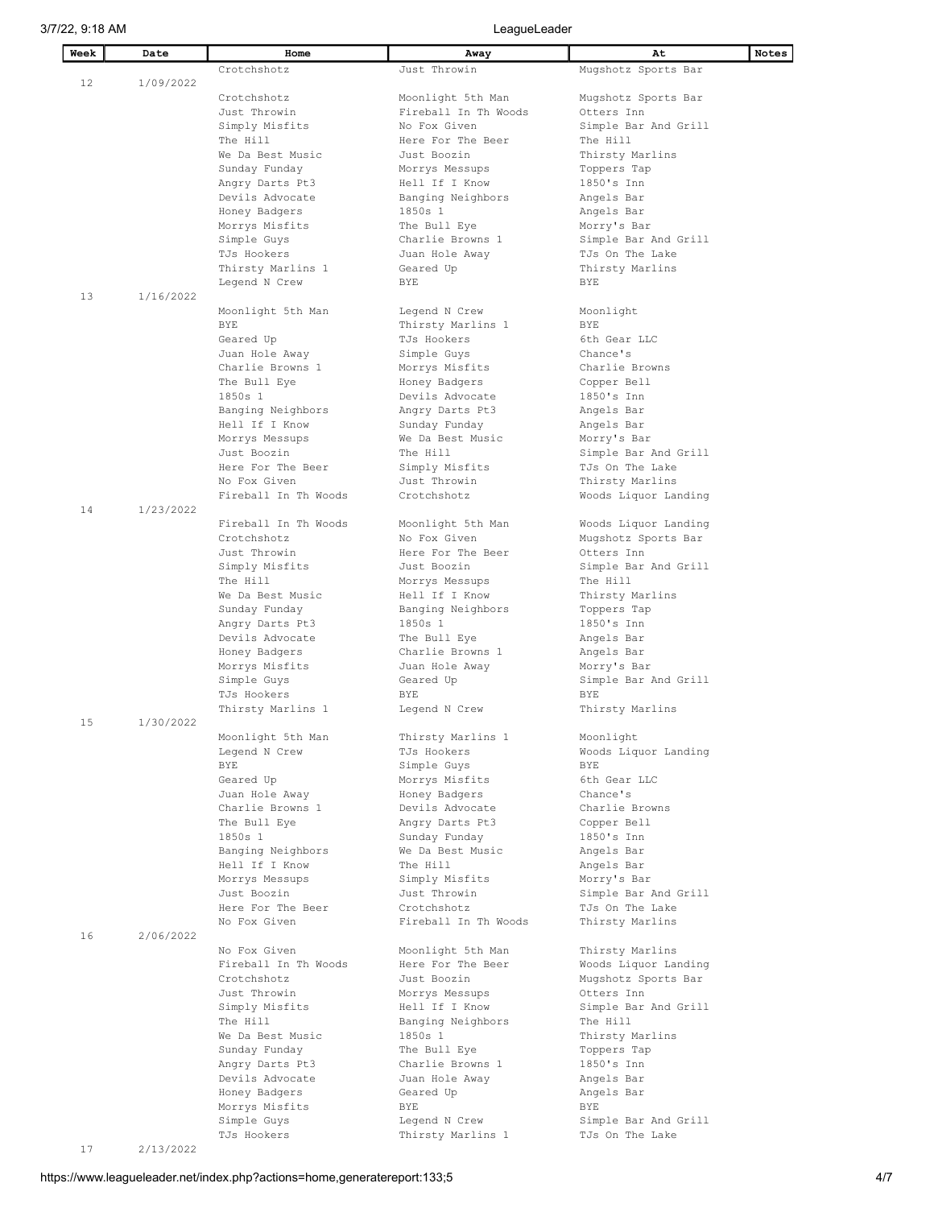| Week | Date | Home | Away | At | Notes |
|---|---|---|---|---|---|
| | | Crotchshotz | Just Throwin | Mugshotz Sports Bar | |
| 12 | 1/09/2022 | | | | |
| | | Crotchshotz | Moonlight 5th Man | Mugshotz Sports Bar | |
| | | Just Throwin | Fireball In Th Woods | Otters Inn | |
| | | Simply Misfits | No Fox Given | Simple Bar And Grill | |
| | | The Hill | Here For The Beer | The Hill | |
| | | We Da Best Music | Just Boozin | Thirsty Marlins | |
| | | Sunday Funday | Morrys Messups | Toppers Tap | |
| | | Angry Darts Pt3 | Hell If I Know | 1850's Inn | |
| | | Devils Advocate | Banging Neighbors | Angels Bar | |
| | | Honey Badgers | 1850s 1 | Angels Bar | |
| | | Morrys Misfits | The Bull Eye | Morry's Bar | |
| | | Simple Guys | Charlie Browns 1 | Simple Bar And Grill | |
| | | TJs Hookers | Juan Hole Away | TJs On The Lake | |
| | | Thirsty Marlins 1 | Geared Up | Thirsty Marlins | |
| | | Legend N Crew | BYE | BYE | |
| 13 | 1/16/2022 | | | | |
| | | Moonlight 5th Man | Legend N Crew | Moonlight | |
| | | BYE | Thirsty Marlins 1 | BYE | |
| | | Geared Up | TJs Hookers | 6th Gear LLC | |
| | | Juan Hole Away | Simple Guys | Chance's | |
| | | Charlie Browns 1 | Morrys Misfits | Charlie Browns | |
| | | The Bull Eye | Honey Badgers | Copper Bell | |
| | | 1850s 1 | Devils Advocate | 1850's Inn | |
| | | Banging Neighbors | Angry Darts Pt3 | Angels Bar | |
| | | Hell If I Know | Sunday Funday | Angels Bar | |
| | | Morrys Messups | We Da Best Music | Morry's Bar | |
| | | Just Boozin | The Hill | Simple Bar And Grill | |
| | | Here For The Beer | Simply Misfits | TJs On The Lake | |
| | | No Fox Given | Just Throwin | Thirsty Marlins | |
| | | Fireball In Th Woods | Crotchshotz | Woods Liquor Landing | |
| 14 | 1/23/2022 | | | | |
| | | Fireball In Th Woods | Moonlight 5th Man | Woods Liquor Landing | |
| | | Crotchshotz | No Fox Given | Mugshotz Sports Bar | |
| | | Just Throwin | Here For The Beer | Otters Inn | |
| | | Simply Misfits | Just Boozin | Simple Bar And Grill | |
| | | The Hill | Morrys Messups | The Hill | |
| | | We Da Best Music | Hell If I Know | Thirsty Marlins | |
| | | Sunday Funday | Banging Neighbors | Toppers Tap | |
| | | Angry Darts Pt3 | 1850s 1 | 1850's Inn | |
| | | Devils Advocate | The Bull Eye | Angels Bar | |
| | | Honey Badgers | Charlie Browns 1 | Angels Bar | |
| | | Morrys Misfits | Juan Hole Away | Morry's Bar | |
| | | Simple Guys | Geared Up | Simple Bar And Grill | |
| | | TJs Hookers | BYE | BYE | |
| | | Thirsty Marlins 1 | Legend N Crew | Thirsty Marlins | |
| 15 | 1/30/2022 | | | | |
| | | Moonlight 5th Man | Thirsty Marlins 1 | Moonlight | |
| | | Legend N Crew | TJs Hookers | Woods Liquor Landing | |
| | | BYE | Simple Guys | BYE | |
| | | Geared Up | Morrys Misfits | 6th Gear LLC | |
| | | Juan Hole Away | Honey Badgers | Chance's | |
| | | Charlie Browns 1 | Devils Advocate | Charlie Browns | |
| | | The Bull Eye | Angry Darts Pt3 | Copper Bell | |
| | | 1850s 1 | Sunday Funday | 1850's Inn | |
| | | Banging Neighbors | We Da Best Music | Angels Bar | |
| | | Hell If I Know | The Hill | Angels Bar | |
| | | Morrys Messups | Simply Misfits | Morry's Bar | |
| | | Just Boozin | Just Throwin | Simple Bar And Grill | |
| | | Here For The Beer | Crotchshotz | TJs On The Lake | |
| | | No Fox Given | Fireball In Th Woods | Thirsty Marlins | |
| 16 | 2/06/2022 | | | | |
| | | No Fox Given | Moonlight 5th Man | Thirsty Marlins | |
| | | Fireball In Th Woods | Here For The Beer | Woods Liquor Landing | |
| | | Crotchshotz | Just Boozin | Mugshotz Sports Bar | |
| | | Just Throwin | Morrys Messups | Otters Inn | |
| | | Simply Misfits | Hell If I Know | Simple Bar And Grill | |
| | | The Hill | Banging Neighbors | The Hill | |
| | | We Da Best Music | 1850s 1 | Thirsty Marlins | |
| | | Sunday Funday | The Bull Eye | Toppers Tap | |
| | | Angry Darts Pt3 | Charlie Browns 1 | 1850's Inn | |
| | | Devils Advocate | Juan Hole Away | Angels Bar | |
| | | Honey Badgers | Geared Up | Angels Bar | |
| | | Morrys Misfits | BYE | BYE | |
| | | Simple Guys | Legend N Crew | Simple Bar And Grill | |
| | | TJs Hookers | Thirsty Marlins 1 | TJs On The Lake | |
| 17 | 2/13/2022 | | | | |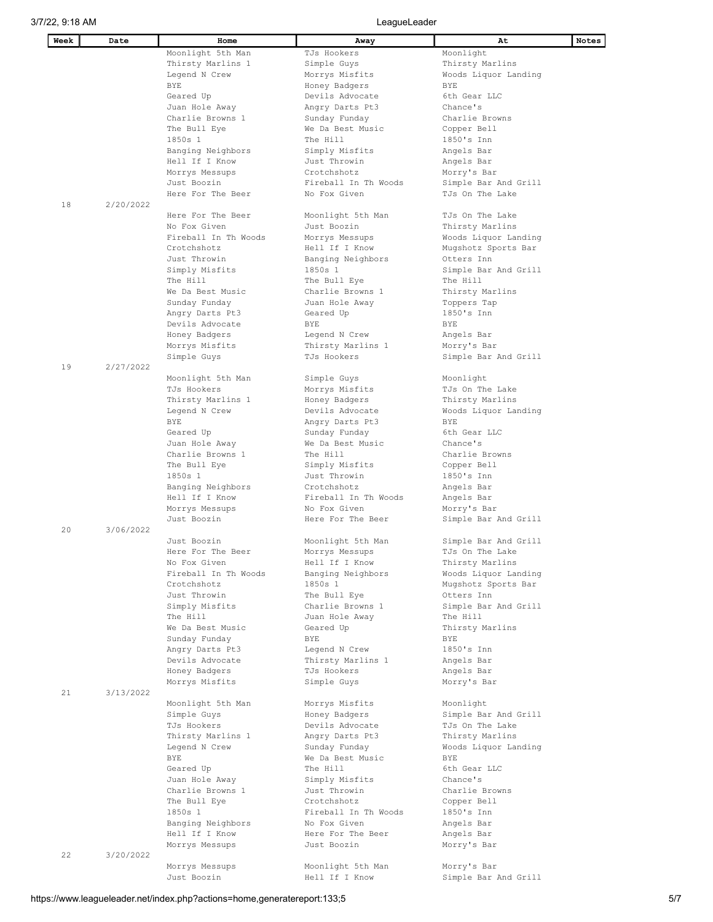| Week | Date | Home | Away | At | Notes |
|---|---|---|---|---|---|
| | | Moonlight 5th Man | TJs Hookers | Moonlight | |
| | | Thirsty Marlins 1 | Simple Guys | Thirsty Marlins | |
| | | Legend N Crew | Morrys Misfits | Woods Liquor Landing | |
| | | BYE | Honey Badgers | BYE | |
| | | Geared Up | Devils Advocate | 6th Gear LLC | |
| | | Juan Hole Away | Angry Darts Pt3 | Chance's | |
| | | Charlie Browns 1 | Sunday Funday | Charlie Browns | |
| | | The Bull Eye | We Da Best Music | Copper Bell | |
| | | 1850s 1 | The Hill | 1850's Inn | |
| | | Banging Neighbors | Simply Misfits | Angels Bar | |
| | | Hell If I Know | Just Throwin | Angels Bar | |
| | | Morrys Messups | Crotchshotz | Morry's Bar | |
| | | Just Boozin | Fireball In Th Woods | Simple Bar And Grill | |
| | | Here For The Beer | No Fox Given | TJs On The Lake | |
| 18 | 2/20/2022 | | | | |
| | | Here For The Beer | Moonlight 5th Man | TJs On The Lake | |
| | | No Fox Given | Just Boozin | Thirsty Marlins | |
| | | Fireball In Th Woods | Morrys Messups | Woods Liquor Landing | |
| | | Crotchshotz | Hell If I Know | Mugshotz Sports Bar | |
| | | Just Throwin | Banging Neighbors | Otters Inn | |
| | | Simply Misfits | 1850s 1 | Simple Bar And Grill | |
| | | The Hill | The Bull Eye | The Hill | |
| | | We Da Best Music | Charlie Browns 1 | Thirsty Marlins | |
| | | Sunday Funday | Juan Hole Away | Toppers Tap | |
| | | Angry Darts Pt3 | Geared Up | 1850's Inn | |
| | | Devils Advocate | BYE | BYE | |
| | | Honey Badgers | Legend N Crew | Angels Bar | |
| | | Morrys Misfits | Thirsty Marlins 1 | Morry's Bar | |
| | | Simple Guys | TJs Hookers | Simple Bar And Grill | |
| 19 | 2/27/2022 | | | | |
| | | Moonlight 5th Man | Simple Guys | Moonlight | |
| | | TJs Hookers | Morrys Misfits | TJs On The Lake | |
| | | Thirsty Marlins 1 | Honey Badgers | Thirsty Marlins | |
| | | Legend N Crew | Devils Advocate | Woods Liquor Landing | |
| | | BYE | Angry Darts Pt3 | BYE | |
| | | Geared Up | Sunday Funday | 6th Gear LLC | |
| | | Juan Hole Away | We Da Best Music | Chance's | |
| | | Charlie Browns 1 | The Hill | Charlie Browns | |
| | | The Bull Eye | Simply Misfits | Copper Bell | |
| | | 1850s 1 | Just Throwin | 1850's Inn | |
| | | Banging Neighbors | Crotchshotz | Angels Bar | |
| | | Hell If I Know | Fireball In Th Woods | Angels Bar | |
| | | Morrys Messups | No Fox Given | Morry's Bar | |
| | | Just Boozin | Here For The Beer | Simple Bar And Grill | |
| 20 | 3/06/2022 | | | | |
| | | Just Boozin | Moonlight 5th Man | Simple Bar And Grill | |
| | | Here For The Beer | Morrys Messups | TJs On The Lake | |
| | | No Fox Given | Hell If I Know | Thirsty Marlins | |
| | | Fireball In Th Woods | Banging Neighbors | Woods Liquor Landing | |
| | | Crotchshotz | 1850s 1 | Mugshotz Sports Bar | |
| | | Just Throwin | The Bull Eye | Otters Inn | |
| | | Simply Misfits | Charlie Browns 1 | Simple Bar And Grill | |
| | | The Hill | Juan Hole Away | The Hill | |
| | | We Da Best Music | Geared Up | Thirsty Marlins | |
| | | Sunday Funday | BYE | BYE | |
| | | Angry Darts Pt3 | Legend N Crew | 1850's Inn | |
| | | Devils Advocate | Thirsty Marlins 1 | Angels Bar | |
| | | Honey Badgers | TJs Hookers | Angels Bar | |
| | | Morrys Misfits | Simple Guys | Morry's Bar | |
| 21 | 3/13/2022 | | | | |
| | | Moonlight 5th Man | Morrys Misfits | Moonlight | |
| | | Simple Guys | Honey Badgers | Simple Bar And Grill | |
| | | TJs Hookers | Devils Advocate | TJs On The Lake | |
| | | Thirsty Marlins 1 | Angry Darts Pt3 | Thirsty Marlins | |
| | | Legend N Crew | Sunday Funday | Woods Liquor Landing | |
| | | BYE | We Da Best Music | BYE | |
| | | Geared Up | The Hill | 6th Gear LLC | |
| | | Juan Hole Away | Simply Misfits | Chance's | |
| | | Charlie Browns 1 | Just Throwin | Charlie Browns | |
| | | The Bull Eye | Crotchshotz | Copper Bell | |
| | | 1850s 1 | Fireball In Th Woods | 1850's Inn | |
| | | Banging Neighbors | No Fox Given | Angels Bar | |
| | | Hell If I Know | Here For The Beer | Angels Bar | |
| | | Morrys Messups | Just Boozin | Morry's Bar | |
| 22 | 3/20/2022 | | | | |
| | | Morrys Messups | Moonlight 5th Man | Morry's Bar | |
| | | Just Boozin | Hell If I Know | Simple Bar And Grill | |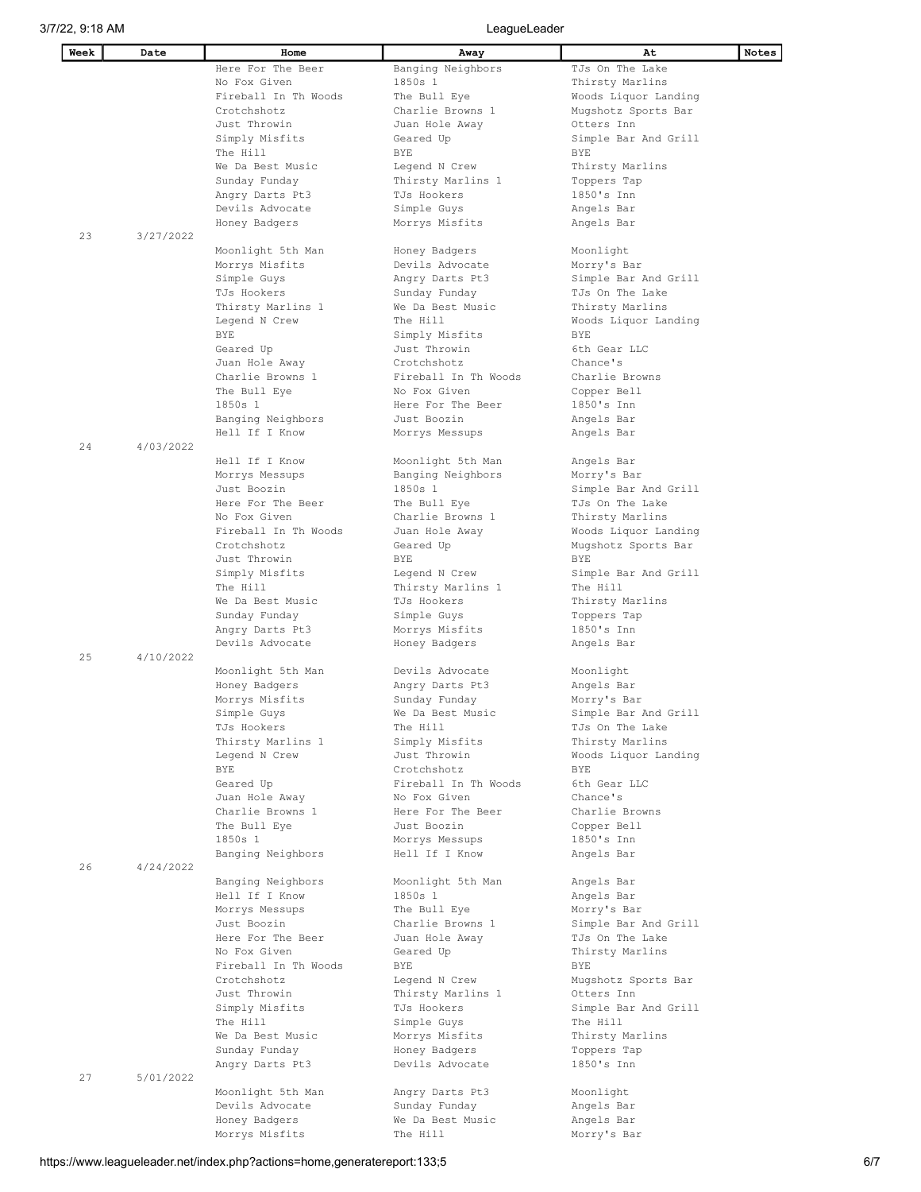| Week | Date | Home | Away | At | Notes |
|---|---|---|---|---|---|
| | | Here For The Beer | Banging Neighbors | TJs On The Lake | |
| | | No Fox Given | 1850s 1 | Thirsty Marlins | |
| | | Fireball In Th Woods | The Bull Eye | Woods Liquor Landing | |
| | | Crotchshotz | Charlie Browns 1 | Mugshotz Sports Bar | |
| | | Just Throwin | Juan Hole Away | Otters Inn | |
| | | Simply Misfits | Geared Up | Simple Bar And Grill | |
| | | The Hill | BYE | BYE | |
| | | We Da Best Music | Legend N Crew | Thirsty Marlins | |
| | | Sunday Funday | Thirsty Marlins 1 | Toppers Tap | |
| | | Angry Darts Pt3 | TJs Hookers | 1850's Inn | |
| | | Devils Advocate | Simple Guys | Angels Bar | |
| | | Honey Badgers | Morrys Misfits | Angels Bar | |
| 23 | 3/27/2022 | | | | |
| | | Moonlight 5th Man | Honey Badgers | Moonlight | |
| | | Morrys Misfits | Devils Advocate | Morry's Bar | |
| | | Simple Guys | Angry Darts Pt3 | Simple Bar And Grill | |
| | | TJs Hookers | Sunday Funday | TJs On The Lake | |
| | | Thirsty Marlins 1 | We Da Best Music | Thirsty Marlins | |
| | | Legend N Crew | The Hill | Woods Liquor Landing | |
| | | BYE | Simply Misfits | BYE | |
| | | Geared Up | Just Throwin | 6th Gear LLC | |
| | | Juan Hole Away | Crotchshotz | Chance's | |
| | | Charlie Browns 1 | Fireball In Th Woods | Charlie Browns | |
| | | The Bull Eye | No Fox Given | Copper Bell | |
| | | 1850s 1 | Here For The Beer | 1850's Inn | |
| | | Banging Neighbors | Just Boozin | Angels Bar | |
| | | Hell If I Know | Morrys Messups | Angels Bar | |
| 24 | 4/03/2022 | | | | |
| | | Hell If I Know | Moonlight 5th Man | Angels Bar | |
| | | Morrys Messups | Banging Neighbors | Morry's Bar | |
| | | Just Boozin | 1850s 1 | Simple Bar And Grill | |
| | | Here For The Beer | The Bull Eye | TJs On The Lake | |
| | | No Fox Given | Charlie Browns 1 | Thirsty Marlins | |
| | | Fireball In Th Woods | Juan Hole Away | Woods Liquor Landing | |
| | | Crotchshotz | Geared Up | Mugshotz Sports Bar | |
| | | Just Throwin | BYE | BYE | |
| | | Simply Misfits | Legend N Crew | Simple Bar And Grill | |
| | | The Hill | Thirsty Marlins 1 | The Hill | |
| | | We Da Best Music | TJs Hookers | Thirsty Marlins | |
| | | Sunday Funday | Simple Guys | Toppers Tap | |
| | | Angry Darts Pt3 | Morrys Misfits | 1850's Inn | |
| | | Devils Advocate | Honey Badgers | Angels Bar | |
| 25 | 4/10/2022 | | | | |
| | | Moonlight 5th Man | Devils Advocate | Moonlight | |
| | | Honey Badgers | Angry Darts Pt3 | Angels Bar | |
| | | Morrys Misfits | Sunday Funday | Morry's Bar | |
| | | Simple Guys | We Da Best Music | Simple Bar And Grill | |
| | | TJs Hookers | The Hill | TJs On The Lake | |
| | | Thirsty Marlins 1 | Simply Misfits | Thirsty Marlins | |
| | | Legend N Crew | Just Throwin | Woods Liquor Landing | |
| | | BYE | Crotchshotz | BYE | |
| | | Geared Up | Fireball In Th Woods | 6th Gear LLC | |
| | | Juan Hole Away | No Fox Given | Chance's | |
| | | Charlie Browns 1 | Here For The Beer | Charlie Browns | |
| | | The Bull Eye | Just Boozin | Copper Bell | |
| | | 1850s 1 | Morrys Messups | 1850's Inn | |
| | | Banging Neighbors | Hell If I Know | Angels Bar | |
| 26 | 4/24/2022 | | | | |
| | | Banging Neighbors | Moonlight 5th Man | Angels Bar | |
| | | Hell If I Know | 1850s 1 | Angels Bar | |
| | | Morrys Messups | The Bull Eye | Morry's Bar | |
| | | Just Boozin | Charlie Browns 1 | Simple Bar And Grill | |
| | | Here For The Beer | Juan Hole Away | TJs On The Lake | |
| | | No Fox Given | Geared Up | Thirsty Marlins | |
| | | Fireball In Th Woods | BYE | BYE | |
| | | Crotchshotz | Legend N Crew | Mugshotz Sports Bar | |
| | | Just Throwin | Thirsty Marlins 1 | Otters Inn | |
| | | Simply Misfits | TJs Hookers | Simple Bar And Grill | |
| | | The Hill | Simple Guys | The Hill | |
| | | We Da Best Music | Morrys Misfits | Thirsty Marlins | |
| | | Sunday Funday | Honey Badgers | Toppers Tap | |
| | | Angry Darts Pt3 | Devils Advocate | 1850's Inn | |
| 27 | 5/01/2022 | | | | |
| | | Moonlight 5th Man | Angry Darts Pt3 | Moonlight | |
| | | Devils Advocate | Sunday Funday | Angels Bar | |
| | | Honey Badgers | We Da Best Music | Angels Bar | |
| | | Morrys Misfits | The Hill | Morry's Bar | |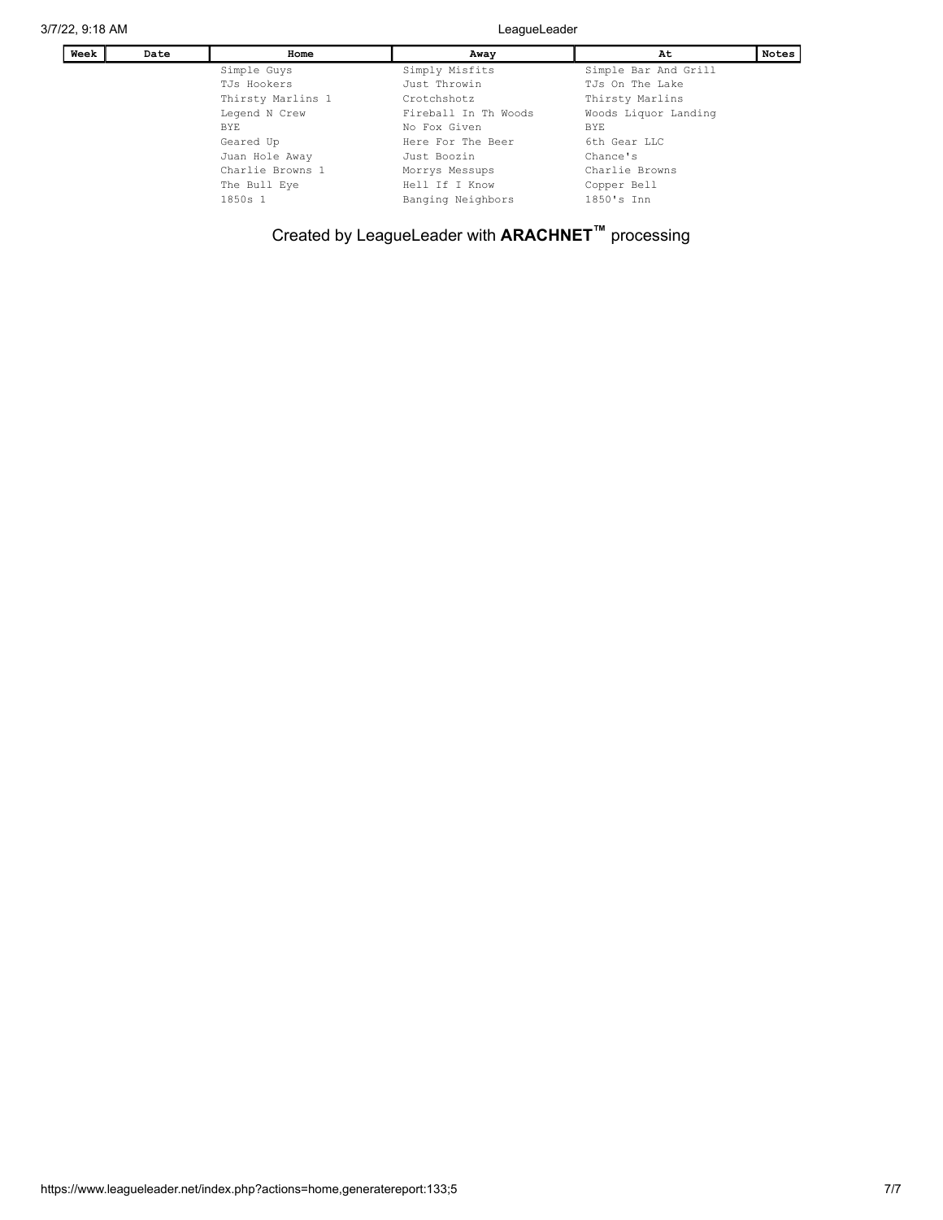| Week | Date | Home | Away | At | Notes |
|---|---|---|---|---|---|
| | | Simple Guys | Simply Misfits | Simple Bar And Grill | |
| | | TJs Hookers | Just Throwin | TJs On The Lake | |
| | | Thirsty Marlins 1 | Crotchshotz | Thirsty Marlins | |
| | | Legend N Crew | Fireball In Th Woods | Woods Liquor Landing | |
| | | BYE | No Fox Given | BYE | |
| | | Geared Up | Here For The Beer | 6th Gear LLC | |
| | | Juan Hole Away | Just Boozin | Chance's | |
| | | Charlie Browns 1 | Morrys Messups | Charlie Browns | |
| | | The Bull Eye | Hell If I Know | Copper Bell | |
| | | 1850s 1 | Banging Neighbors | 1850's Inn | |

Created by LeagueLeader with **ARACHNET™** processing